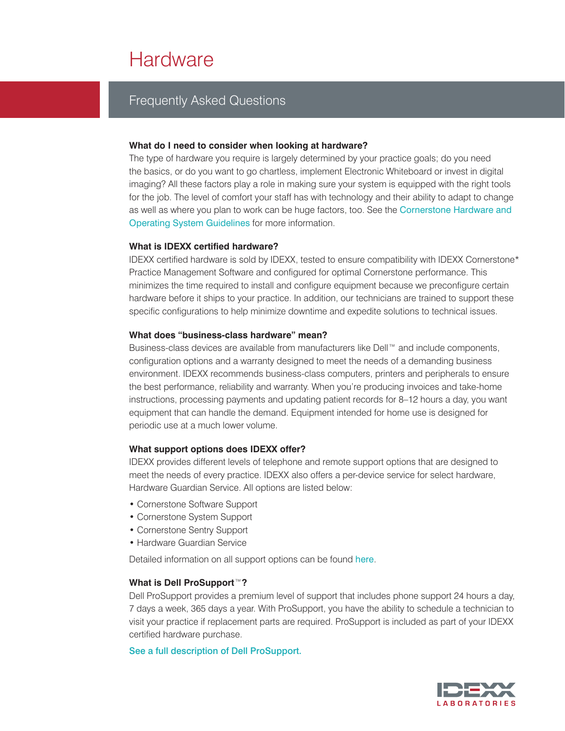# Hardware

## Frequently Asked Questions

**What do I need to consider when looking at hardware?**

The type of hardware you require is largely determined by your practice goals; do you need the basics, or do you want to go chartless, implement Electronic Whiteboard or invest in digital imaging? All these factors play a role in making sure your system is equipped with the right tools for the job. The level of comfort your staff has with technology and their ability to adapt to change as well as where you plan to work can be huge factors, too. See the Cornerstone Hardware and Operating System Guidelines for more information.

**What is IDEXX certified hardware?**

IDEXX certified hardware is sold by IDEXX, tested to ensure compatibility with IDEXX Cornerstone* Practice Management Software and configured for optimal Cornerstone performance. This minimizes the time required to install and configure equipment because we preconfigure certain hardware before it ships to your practice. In addition, our technicians are trained to support these specific configurations to help minimize downtime and expedite solutions to technical issues.

**What does "business-class hardware" mean?**

Business-class devices are available from manufacturers like Dell™ and include components, configuration options and a warranty designed to meet the needs of a demanding business environment. IDEXX recommends business-class computers, printers and peripherals to ensure the best performance, reliability and warranty. When you're producing invoices and take-home instructions, processing payments and updating patient records for 8–12 hours a day, you want equipment that can handle the demand. Equipment intended for home use is designed for periodic use at a much lower volume.

**What support options does IDEXX offer?**

IDEXX provides different levels of telephone and remote support options that are designed to meet the needs of every practice. IDEXX also offers a per-device service for select hardware, Hardware Guardian Service. All options are listed below:

- Cornerstone Software Support
- Cornerstone System Support
- Cornerstone Sentry Support
- Hardware Guardian Service

Detailed information on all support options can be found here.

**What is Dell ProSupport™?**

Dell ProSupport provides a premium level of support that includes phone support 24 hours a day, 7 days a week, 365 days a year. With ProSupport, you have the ability to schedule a technician to visit your practice if replacement parts are required. ProSupport is included as part of your IDEXX certified hardware purchase.

See a full description of Dell ProSupport.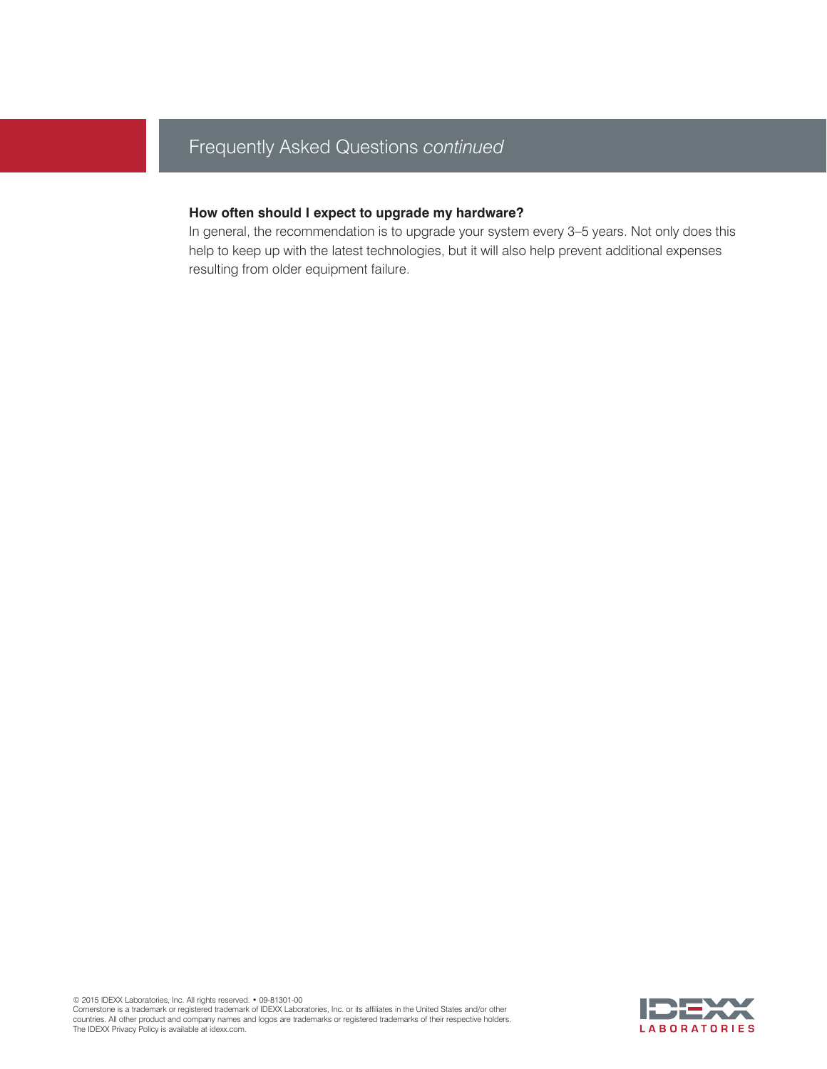## Frequently Asked Questions *continued*

**How often should I expect to upgrade my hardware?**

In general, the recommendation is to upgrade your system every 3–5 years. Not only does this help to keep up with the latest technologies, but it will also help prevent additional expenses resulting from older equipment failure.

© 2015 IDEXX Laboratories, Inc. All rights reserved. • 09-81301-00
Cornerstone is a trademark or registered trademark of IDEXX Laboratories, Inc. or its affiliates in the United States and/or other countries. All other product and company names and logos are trademarks or registered trademarks of their respective holders.
The IDEXX Privacy Policy is available at idexx.com.

IDEXX LABORATORIES